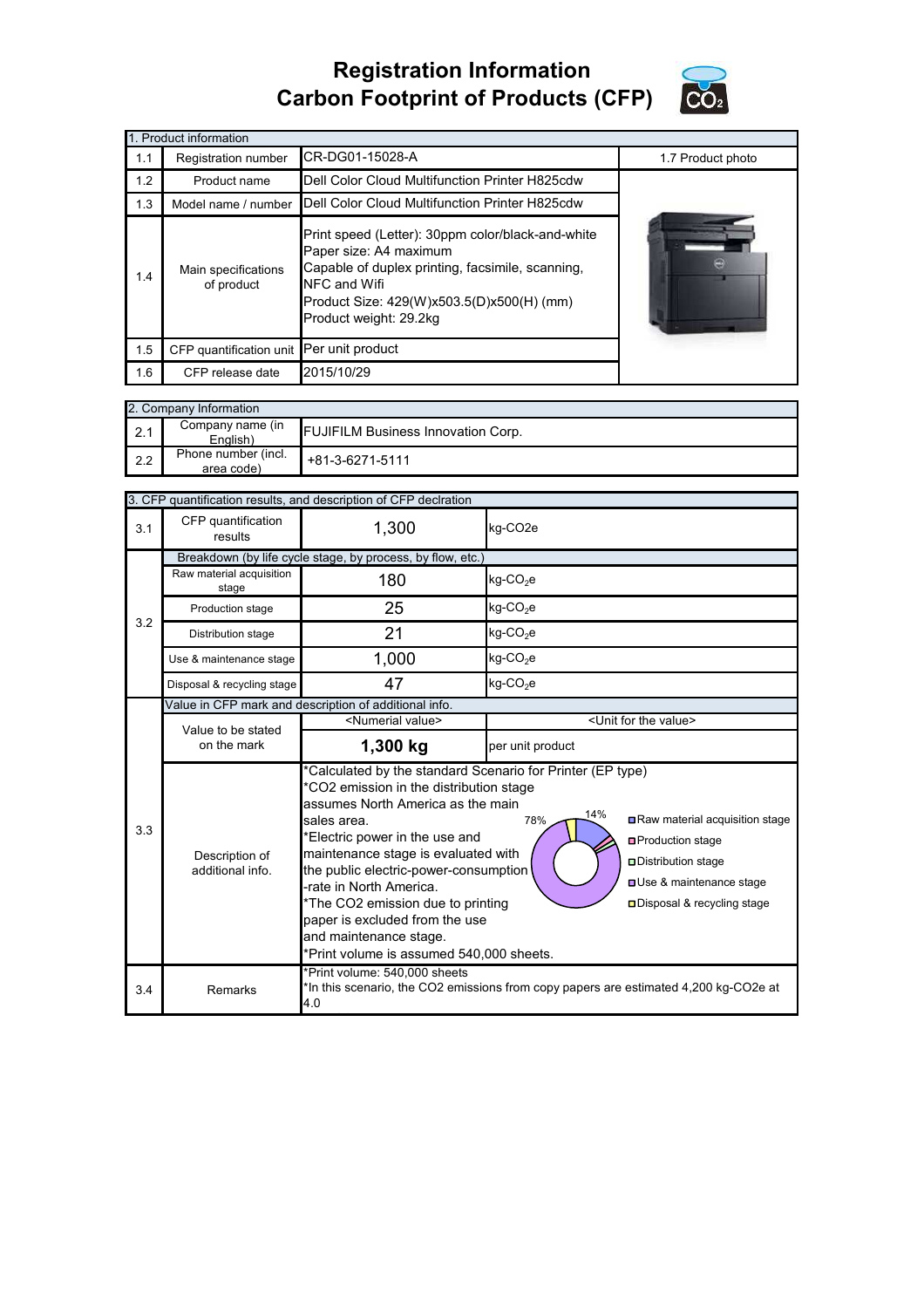# Registration Information
# Carbon Footprint of Products (CFP)

| 1. Product information | | | |
|---|---|---|---|
| 1.1 | Registration number | CR-DG01-15028-A | 1.7 Product photo |
| 1.2 | Product name | Dell Color Cloud Multifunction Printer H825cdw | |
| 1.3 | Model name / number | Dell Color Cloud Multifunction Printer H825cdw | |
| 1.4 | Main specifications of product | Print speed (Letter): 30ppm color/black-and-white<br>Paper size: A4 maximum<br>Capable of duplex printing, facsimile, scanning, NFC and Wifi<br>Product Size: 429(W)x503.5(D)x500(H) (mm)<br>Product weight: 29.2kg | |
| 1.5 | CFP quantification unit | Per unit product | |
| 1.6 | CFP release date | 2015/10/29 | |

| 2. Company Information | | |
|---|---|---|
| 2.1 | Company name (in English) | FUJIFILM Business Innovation Corp. |
| 2.2 | Phone number (incl. area code) | +81-3-6271-5111 |

| 3. CFP quantification results, and description of CFP declration | | | |
|---|---|---|---|
| 3.1 | CFP quantification results | 1,300 | kg-CO2e |
| 3.2 | Breakdown (by life cycle stage, by process, by flow, etc.) | | |
| | Raw material acquisition stage | 180 | kg-$CO_2$e |
| | Production stage | 25 | kg-$CO_2$e |
| | Distribution stage | 21 | kg-$CO_2$e |
| | Use & maintenance stage | 1,000 | kg-$CO_2$e |
| | Disposal & recycling stage | 47 | kg-$CO_2$e |
| 3.3 | Value in CFP mark and description of additional info. | | |
| | Value to be stated on the mark | <Numerial value> | <Unit for the value> |
| | | **1,300 kg** | per unit product |
| | Description of additional info. | *Calculated by the standard Scenario for Printer (EP type)<br>*CO2 emission in the distribution stage assumes North America as the main sales area.<br>*Electric power in the use and maintenance stage is evaluated with the public electric-power-consumption -rate in North America.<br>*The CO2 emission due to printing paper is excluded from the use and maintenance stage.<br>*Print volume is assumed 540,000 sheets. | Chart: Raw material acquisition stage 14%; Production stage; Distribution stage; Use & maintenance stage 78%; Disposal & recycling stage |
| 3.4 | Remarks | *Print volume: 540,000 sheets<br>*In this scenario, the CO2 emissions from copy papers are estimated 4,200 kg-CO2e at 4.0 | |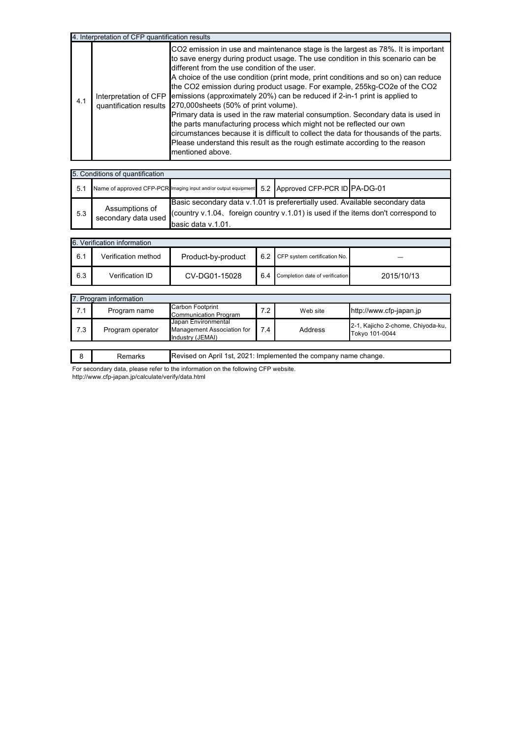## 4. Interpretation of CFP quantification results

| | | |
|---|---|---|
| 4.1 | Interpretation of CFP quantification results | CO2 emission in use and maintenance stage is the largest as 78%. It is important to save energy during product usage. The use condition in this scenario can be different from the use condition of the user.<br>A choice of the use condition (print mode, print conditions and so on) can reduce the CO2 emission during product usage. For example, 255kg-CO2e of the CO2 emissions (approximately 20%) can be reduced if 2-in-1 print is applied to 270,000sheets (50% of print volume).<br>Primary data is used in the raw material consumption. Secondary data is used in the parts manufacturing process which might not be reflected our own circumstances because it is difficult to collect the data for thousands of the parts. Please understand this result as the rough estimate according to the reason mentioned above. |

## 5. Conditions of quantification

| | | | | | |
|---|---|---|---|---|---|
| 5.1 | Name of approved CFP-PCR | Imaging input and/or output equipment | 5.2 | Approved CFP-PCR ID | PA-DG-01 |
| 5.3 | Assumptions of secondary data used | Basic secondary data v.1.01 is preferertially used. Available secondary data (country v.1.04、foreign country v.1.01) is used if the items don't correspond to basic data v.1.01. | | | |

## 6. Verification information

| | | | | | |
|---|---|---|---|---|---|
| 6.1 | Verification method | Product-by-product | 6.2 | CFP system certification No. | — |
| 6.3 | Verification ID | CV-DG01-15028 | 6.4 | Completion date of verification | 2015/10/13 |

## 7. Program information

| | | | | | |
|---|---|---|---|---|---|
| 7.1 | Program name | Carbon Footprint Communication Program | 7.2 | Web site | http://www.cfp-japan.jp |
| 7.3 | Program operator | Japan Environmental Management Association for Industry (JEMAI) | 7.4 | Address | 2-1, Kajicho 2-chome, Chiyoda-ku, Tokyo 101-0044 |

| | | |
|---|---|---|
| 8 | Remarks | Revised on April 1st, 2021: Implemented the company name change. |

For secondary data, please refer to the information on the following CFP website.
http://www.cfp-japan.jp/calculate/verify/data.html